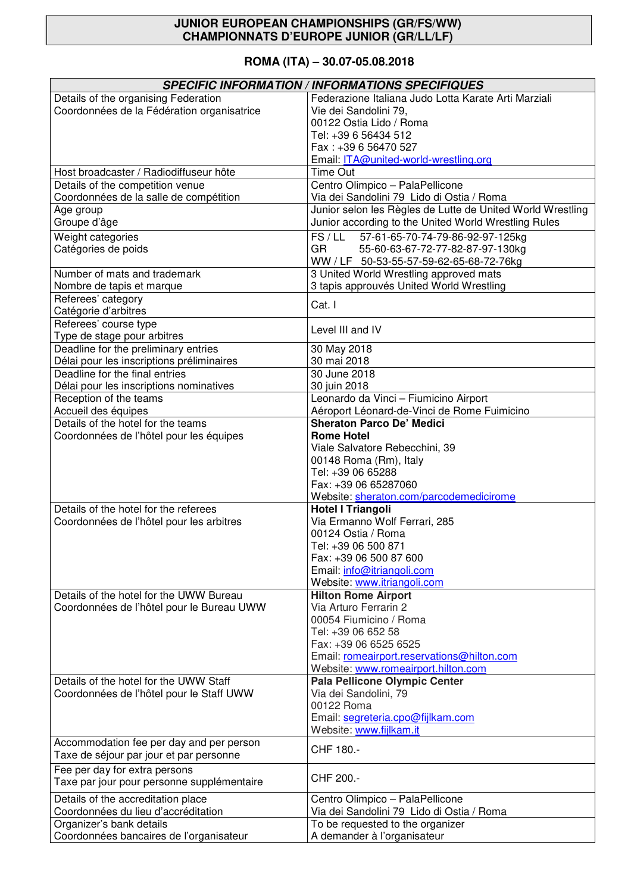# JUNIOR EUROPEAN CHAMPIONSHIPS (GR/FS/WW)
# CHAMPIONNATS D'EUROPE JUNIOR (GR/LL/LF)

## ROMA (ITA) – 30.07-05.08.2018

| ***SPECIFIC INFORMATION / INFORMATIONS SPECIFIQUES*** | |
|---|---|
| Details of the organising Federation<br>Coordonnées de la Fédération organisatrice | Federazione Italiana Judo Lotta Karate Arti Marziali<br>Vie dei Sandolini 79,<br>00122 Ostia Lido / Roma<br>Tel: +39 6 56434 512<br>Fax : +39 6 56470 527<br>Email: ITA@united-world-wrestling.org |
| Host broadcaster / Radiodiffuseur hôte | Time Out |
| Details of the competition venue<br>Coordonnées de la salle de compétition | Centro Olimpico – PalaPellicone<br>Via dei Sandolini 79 Lido di Ostia / Roma |
| Age group<br>Groupe d'âge | Junior selon les Règles de Lutte de United World Wrestling<br>Junior according to the United World Wrestling Rules |
| Weight categories<br>Catégories de poids | FS / LL 57-61-65-70-74-79-86-92-97-125kg<br>GR 55-60-63-67-72-77-82-87-97-130kg<br>WW / LF 50-53-55-57-59-62-65-68-72-76kg |
| Number of mats and trademark<br>Nombre de tapis et marque | 3 United World Wrestling approved mats<br>3 tapis approuvés United World Wrestling |
| Referees' category<br>Catégorie d'arbitres | Cat. I |
| Referees' course type<br>Type de stage pour arbitres | Level III and IV |
| Deadline for the preliminary entries<br>Délai pour les inscriptions préliminaires | 30 May 2018<br>30 mai 2018 |
| Deadline for the final entries<br>Délai pour les inscriptions nominatives | 30 June 2018<br>30 juin 2018 |
| Reception of the teams<br>Accueil des équipes | Leonardo da Vinci – Fiumicino Airport<br>Aéroport Léonard-de-Vinci de Rome Fuimicino |
| Details of the hotel for the teams<br>Coordonnées de l'hôtel pour les équipes | **Sheraton Parco De' Medici**<br>**Rome Hotel**<br>Viale Salvatore Rebecchini, 39<br>00148 Roma (Rm), Italy<br>Tel: +39 06 65288<br>Fax: +39 06 65287060<br>Website: sheraton.com/parcodemedicirome |
| Details of the hotel for the referees<br>Coordonnées de l'hôtel pour les arbitres | **Hotel I Triangoli**<br>Via Ermanno Wolf Ferrari, 285<br>00124 Ostia / Roma<br>Tel: +39 06 500 871<br>Fax: +39 06 500 87 600<br>Email: info@itriangoli.com<br>Website: www.itriangoli.com |
| Details of the hotel for the UWW Bureau<br>Coordonnées de l'hôtel pour le Bureau UWW | **Hilton Rome Airport**<br>Via Arturo Ferrarin 2<br>00054 Fiumicino / Roma<br>Tel: +39 06 652 58<br>Fax: +39 06 6525 6525<br>Email: romeairport.reservations@hilton.com<br>Website: www.romeairport.hilton.com |
| Details of the hotel for the UWW Staff<br>Coordonnées de l'hôtel pour le Staff UWW | **Pala Pellicone Olympic Center**<br>Via dei Sandolini, 79<br>00122 Roma<br>Email: segreteria.cpo@fijlkam.com<br>Website: www.fijlkam.it |
| Accommodation fee per day and per person<br>Taxe de séjour par jour et par personne | CHF 180.- |
| Fee per day for extra persons<br>Taxe par jour pour personne supplémentaire | CHF 200.- |
| Details of the accreditation place<br>Coordonnées du lieu d'accréditation | Centro Olimpico – PalaPellicone<br>Via dei Sandolini 79 Lido di Ostia / Roma |
| Organizer's bank details<br>Coordonnées bancaires de l'organisateur | To be requested to the organizer<br>A demander à l'organisateur |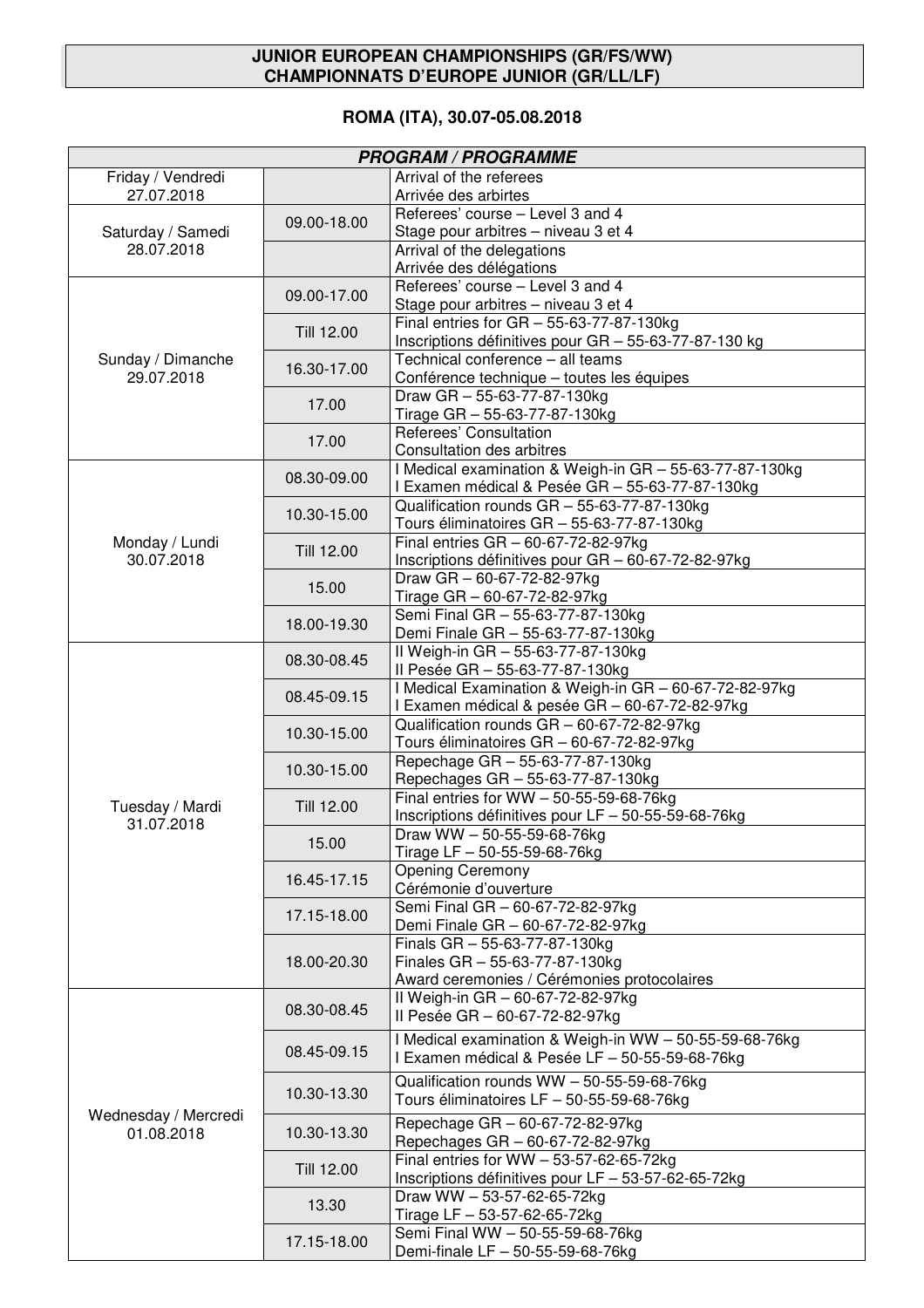**JUNIOR EUROPEAN CHAMPIONSHIPS (GR/FS/WW)**
**CHAMPIONNATS D'EUROPE JUNIOR (GR/LL/LF)**

**ROMA (ITA), 30.07-05.08.2018**

| ***PROGRAM / PROGRAMME*** | | |
|---|---|---|
| Friday / Vendredi 27.07.2018 | | Arrival of the referees<br>Arrivée des arbirtes |
| Saturday / Samedi 28.07.2018 | 09.00-18.00 | Referees' course – Level 3 and 4<br>Stage pour arbitres – niveau 3 et 4 |
| | | Arrival of the delegations<br>Arrivée des délégations |
| Sunday / Dimanche 29.07.2018 | 09.00-17.00 | Referees' course – Level 3 and 4<br>Stage pour arbitres – niveau 3 et 4 |
| | Till 12.00 | Final entries for GR – 55-63-77-87-130kg<br>Inscriptions définitives pour GR – 55-63-77-87-130 kg |
| | 16.30-17.00 | Technical conference – all teams<br>Conférence technique – toutes les équipes |
| | 17.00 | Draw GR – 55-63-77-87-130kg<br>Tirage GR – 55-63-77-87-130kg |
| | 17.00 | Referees' Consultation<br>Consultation des arbitres |
| Monday / Lundi 30.07.2018 | 08.30-09.00 | I Medical examination & Weigh-in GR – 55-63-77-87-130kg<br>I Examen médical & Pesée GR – 55-63-77-87-130kg |
| | 10.30-15.00 | Qualification rounds GR – 55-63-77-87-130kg<br>Tours éliminatoires GR – 55-63-77-87-130kg |
| | Till 12.00 | Final entries GR – 60-67-72-82-97kg<br>Inscriptions définitives pour GR – 60-67-72-82-97kg |
| | 15.00 | Draw GR – 60-67-72-82-97kg<br>Tirage GR – 60-67-72-82-97kg |
| | 18.00-19.30 | Semi Final GR – 55-63-77-87-130kg<br>Demi Finale GR – 55-63-77-87-130kg |
| Tuesday / Mardi 31.07.2018 | 08.30-08.45 | II Weigh-in GR – 55-63-77-87-130kg<br>II Pesée GR – 55-63-77-87-130kg |
| | 08.45-09.15 | I Medical Examination & Weigh-in GR – 60-67-72-82-97kg<br>I Examen médical & pesée GR – 60-67-72-82-97kg |
| | 10.30-15.00 | Qualification rounds GR – 60-67-72-82-97kg<br>Tours éliminatoires GR – 60-67-72-82-97kg |
| | 10.30-15.00 | Repechage GR – 55-63-77-87-130kg<br>Repechages GR – 55-63-77-87-130kg |
| | Till 12.00 | Final entries for WW – 50-55-59-68-76kg<br>Inscriptions définitives pour LF – 50-55-59-68-76kg |
| | 15.00 | Draw WW – 50-55-59-68-76kg<br>Tirage LF – 50-55-59-68-76kg |
| | 16.45-17.15 | Opening Ceremony<br>Cérémonie d'ouverture |
| | 17.15-18.00 | Semi Final GR – 60-67-72-82-97kg<br>Demi Finale GR – 60-67-72-82-97kg |
| | 18.00-20.30 | Finals GR – 55-63-77-87-130kg<br>Finales GR – 55-63-77-87-130kg<br>Award ceremonies / Cérémonies protocolaires |
| Wednesday / Mercredi 01.08.2018 | 08.30-08.45 | II Weigh-in GR – 60-67-72-82-97kg<br>II Pesée GR – 60-67-72-82-97kg |
| | 08.45-09.15 | I Medical examination & Weigh-in WW – 50-55-59-68-76kg<br>I Examen médical & Pesée LF – 50-55-59-68-76kg |
| | 10.30-13.30 | Qualification rounds WW – 50-55-59-68-76kg<br>Tours éliminatoires LF – 50-55-59-68-76kg |
| | 10.30-13.30 | Repechage GR – 60-67-72-82-97kg<br>Repechages GR – 60-67-72-82-97kg |
| | Till 12.00 | Final entries for WW – 53-57-62-65-72kg<br>Inscriptions définitives pour LF – 53-57-62-65-72kg |
| | 13.30 | Draw WW – 53-57-62-65-72kg<br>Tirage LF – 53-57-62-65-72kg |
| | 17.15-18.00 | Semi Final WW – 50-55-59-68-76kg<br>Demi-finale LF – 50-55-59-68-76kg |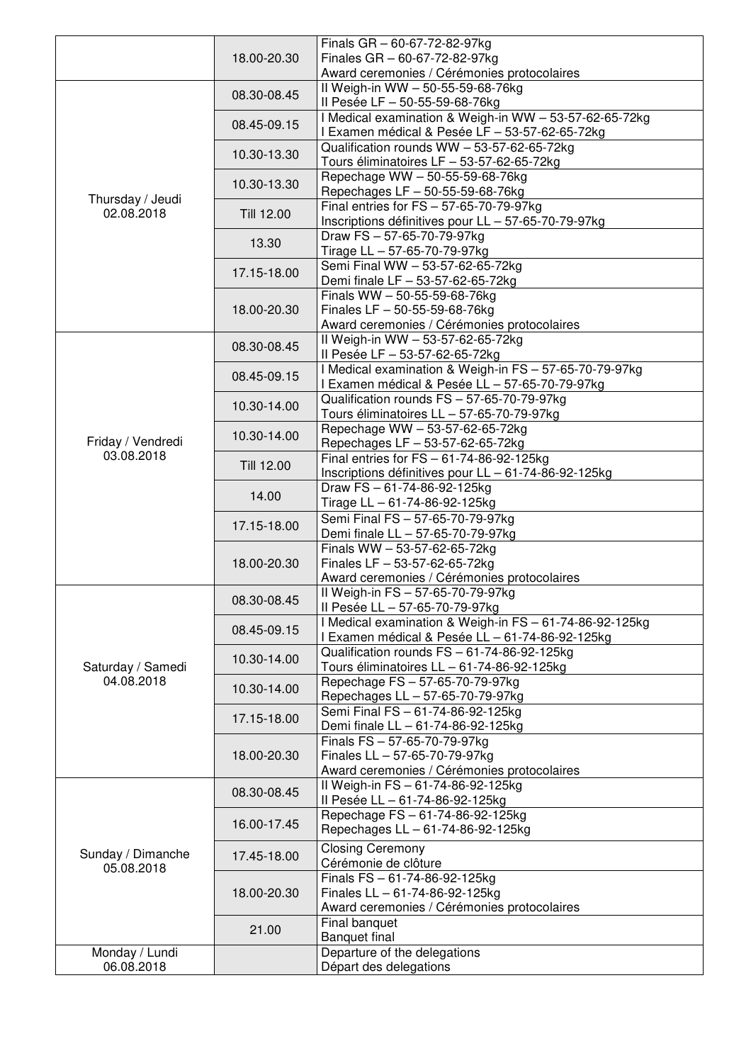| | | |
|---|---|---|
| | 18.00-20.30 | Finals GR – 60-67-72-82-97kg<br>Finales GR – 60-67-72-82-97kg<br>Award ceremonies / Cérémonies protocolaires |
| Thursday / Jeudi<br>02.08.2018 | 08.30-08.45 | II Weigh-in WW – 50-55-59-68-76kg<br>II Pesée LF – 50-55-59-68-76kg |
| | 08.45-09.15 | I Medical examination & Weigh-in WW – 53-57-62-65-72kg<br>I Examen médical & Pesée LF – 53-57-62-65-72kg |
| | 10.30-13.30 | Qualification rounds WW – 53-57-62-65-72kg<br>Tours éliminatoires LF – 53-57-62-65-72kg |
| | 10.30-13.30 | Repechage WW – 50-55-59-68-76kg<br>Repechages LF – 50-55-59-68-76kg |
| | Till 12.00 | Final entries for FS – 57-65-70-79-97kg<br>Inscriptions définitives pour LL – 57-65-70-79-97kg |
| | 13.30 | Draw FS – 57-65-70-79-97kg<br>Tirage LL – 57-65-70-79-97kg |
| | 17.15-18.00 | Semi Final WW – 53-57-62-65-72kg<br>Demi finale LF – 53-57-62-65-72kg |
| | 18.00-20.30 | Finals WW – 50-55-59-68-76kg<br>Finales LF – 50-55-59-68-76kg<br>Award ceremonies / Cérémonies protocolaires |
| Friday / Vendredi<br>03.08.2018 | 08.30-08.45 | II Weigh-in WW – 53-57-62-65-72kg<br>II Pesée LF – 53-57-62-65-72kg |
| | 08.45-09.15 | I Medical examination & Weigh-in FS – 57-65-70-79-97kg<br>I Examen médical & Pesée LL – 57-65-70-79-97kg |
| | 10.30-14.00 | Qualification rounds FS – 57-65-70-79-97kg<br>Tours éliminatoires LL – 57-65-70-79-97kg |
| | 10.30-14.00 | Repechage WW – 53-57-62-65-72kg<br>Repechages LF – 53-57-62-65-72kg |
| | Till 12.00 | Final entries for FS – 61-74-86-92-125kg<br>Inscriptions définitives pour LL – 61-74-86-92-125kg |
| | 14.00 | Draw FS – 61-74-86-92-125kg<br>Tirage LL – 61-74-86-92-125kg |
| | 17.15-18.00 | Semi Final FS – 57-65-70-79-97kg<br>Demi finale LL – 57-65-70-79-97kg |
| | 18.00-20.30 | Finals WW – 53-57-62-65-72kg<br>Finales LF – 53-57-62-65-72kg<br>Award ceremonies / Cérémonies protocolaires |
| Saturday / Samedi<br>04.08.2018 | 08.30-08.45 | II Weigh-in FS – 57-65-70-79-97kg<br>II Pesée LL – 57-65-70-79-97kg |
| | 08.45-09.15 | I Medical examination & Weigh-in FS – 61-74-86-92-125kg<br>I Examen médical & Pesée LL – 61-74-86-92-125kg |
| | 10.30-14.00 | Qualification rounds FS – 61-74-86-92-125kg<br>Tours éliminatoires LL – 61-74-86-92-125kg |
| | 10.30-14.00 | Repechage FS – 57-65-70-79-97kg<br>Repechages LL – 57-65-70-79-97kg |
| | 17.15-18.00 | Semi Final FS – 61-74-86-92-125kg<br>Demi finale LL – 61-74-86-92-125kg |
| | 18.00-20.30 | Finals FS – 57-65-70-79-97kg<br>Finales LL – 57-65-70-79-97kg<br>Award ceremonies / Cérémonies protocolaires |
| Sunday / Dimanche<br>05.08.2018 | 08.30-08.45 | II Weigh-in FS – 61-74-86-92-125kg<br>II Pesée LL – 61-74-86-92-125kg |
| | 16.00-17.45 | Repechage FS – 61-74-86-92-125kg<br>Repechages LL – 61-74-86-92-125kg |
| | 17.45-18.00 | Closing Ceremony<br>Cérémonie de clôture |
| | 18.00-20.30 | Finals FS – 61-74-86-92-125kg<br>Finales LL – 61-74-86-92-125kg<br>Award ceremonies / Cérémonies protocolaires |
| | 21.00 | Final banquet<br>Banquet final |
| Monday / Lundi<br>06.08.2018 | | Departure of the delegations<br>Départ des delegations |